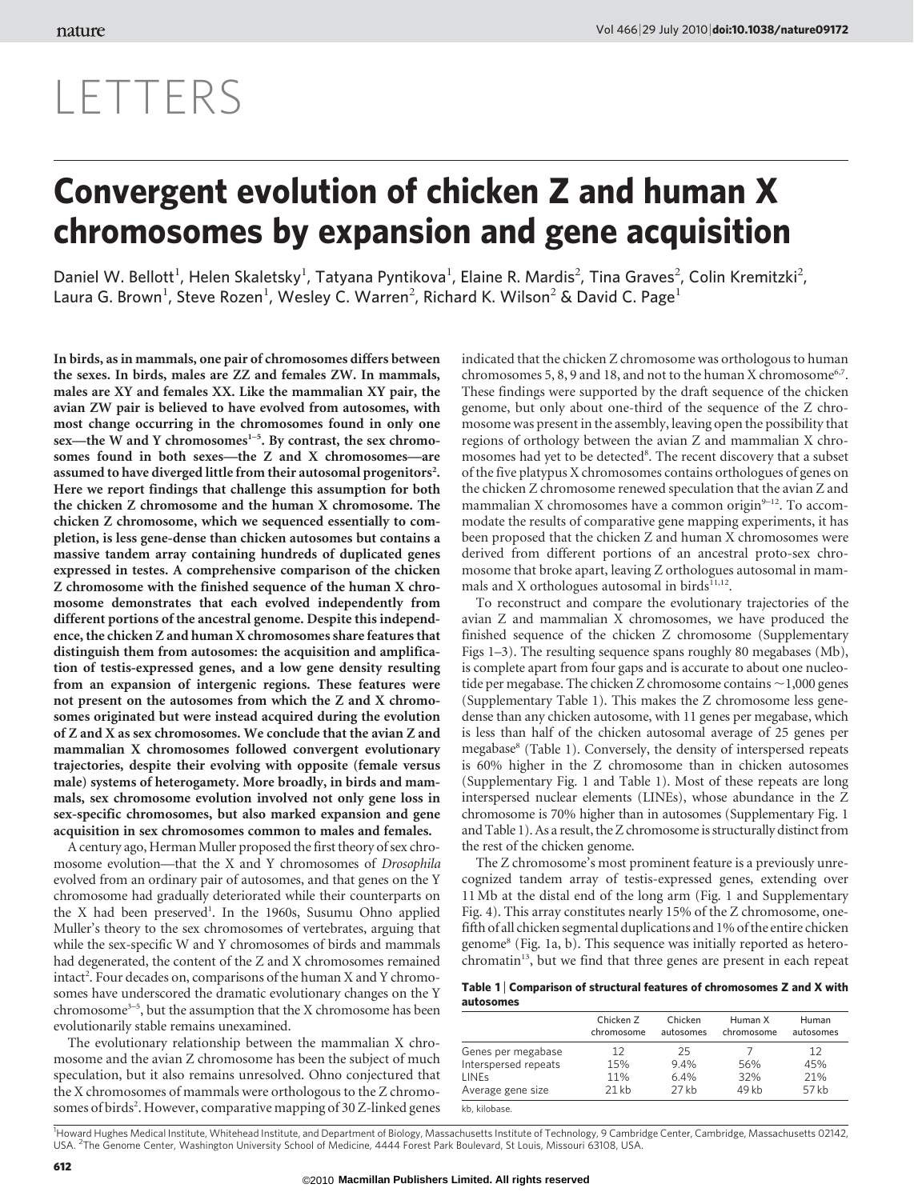# LETTERS

# Convergent evolution of chicken Z and human X chromosomes by expansion and gene acquisition

Daniel W. Bellott[1], Helen Skaletsky[1], Tatyana Pyntikova[1], Elaine R. Mardis[2], Tina Graves[2], Colin Kremitzki[2], Laura G. Brown[1], Steve Rozen[1], Wesley C. Warren[2], Richard K. Wilson[2] & David C. Page[1]

**In birds, as in mammals, one pair of chromosomes differs between the sexes. In birds, males are ZZ and females ZW. In mammals, males are XY and females XX. Like the mammalian XY pair, the avian ZW pair is believed to have evolved from autosomes, with most change occurring in the chromosomes found in only one sex—the W and Y chromosomes[1–5]. By contrast, the sex chromosomes found in both sexes—the Z and X chromosomes—are assumed to have diverged little from their autosomal progenitors[2]. Here we report findings that challenge this assumption for both the chicken Z chromosome and the human X chromosome. The chicken Z chromosome, which we sequenced essentially to completion, is less gene-dense than chicken autosomes but contains a massive tandem array containing hundreds of duplicated genes expressed in testes. A comprehensive comparison of the chicken Z chromosome with the finished sequence of the human X chromosome demonstrates that each evolved independently from different portions of the ancestral genome. Despite this independence, the chicken Z and human X chromosomes share features that distinguish them from autosomes: the acquisition and amplification of testis-expressed genes, and a low gene density resulting from an expansion of intergenic regions. These features were not present on the autosomes from which the Z and X chromosomes originated but were instead acquired during the evolution of Z and X as sex chromosomes. We conclude that the avian Z and mammalian X chromosomes followed convergent evolutionary trajectories, despite their evolving with opposite (female versus male) systems of heterogamety. More broadly, in birds and mammals, sex chromosome evolution involved not only gene loss in sex-specific chromosomes, but also marked expansion and gene acquisition in sex chromosomes common to males and females.**

A century ago, Herman Muller proposed the first theory of sex chromosome evolution—that the X and Y chromosomes of *Drosophila* evolved from an ordinary pair of autosomes, and that genes on the Y chromosome had gradually deteriorated while their counterparts on the X had been preserved[1]. In the 1960s, Susumu Ohno applied Muller's theory to the sex chromosomes of vertebrates, arguing that while the sex-specific W and Y chromosomes of birds and mammals had degenerated, the content of the Z and X chromosomes remained intact[2]. Four decades on, comparisons of the human X and Y chromosomes have underscored the dramatic evolutionary changes on the Y chromosome[3–5], but the assumption that the X chromosome has been evolutionarily stable remains unexamined.

The evolutionary relationship between the mammalian X chromosome and the avian Z chromosome has been the subject of much speculation, but it also remains unresolved. Ohno conjectured that the X chromosomes of mammals were orthologous to the Z chromosomes of birds[2]. However, comparative mapping of 30 Z-linked genes indicated that the chicken Z chromosome was orthologous to human chromosomes 5, 8, 9 and 18, and not to the human X chromosome[6,7]. These findings were supported by the draft sequence of the chicken genome, but only about one-third of the sequence of the Z chromosome was present in the assembly, leaving open the possibility that regions of orthology between the avian Z and mammalian X chromosomes had yet to be detected[8]. The recent discovery that a subset of the five platypus X chromosomes contains orthologues of genes on the chicken Z chromosome renewed speculation that the avian Z and mammalian X chromosomes have a common origin[9–12]. To accommodate the results of comparative gene mapping experiments, it has been proposed that the chicken Z and human X chromosomes were derived from different portions of an ancestral proto-sex chromosome that broke apart, leaving Z orthologues autosomal in mammals and X orthologues autosomal in birds[11,12].

To reconstruct and compare the evolutionary trajectories of the avian Z and mammalian X chromosomes, we have produced the finished sequence of the chicken Z chromosome (Supplementary Figs 1–3). The resulting sequence spans roughly 80 megabases (Mb), is complete apart from four gaps and is accurate to about one nucleotide per megabase. The chicken Z chromosome contains ~1,000 genes (Supplementary Table 1). This makes the Z chromosome less gene-dense than any chicken autosome, with 11 genes per megabase, which is less than half of the chicken autosomal average of 25 genes per megabase[8] (Table 1). Conversely, the density of interspersed repeats is 60% higher in the Z chromosome than in chicken autosomes (Supplementary Fig. 1 and Table 1). Most of these repeats are long interspersed nuclear elements (LINEs), whose abundance in the Z chromosome is 70% higher than in autosomes (Supplementary Fig. 1 and Table 1). As a result, the Z chromosome is structurally distinct from the rest of the chicken genome.

The Z chromosome's most prominent feature is a previously unrecognized tandem array of testis-expressed genes, extending over 11 Mb at the distal end of the long arm (Fig. 1 and Supplementary Fig. 4). This array constitutes nearly 15% of the Z chromosome, one-fifth of all chicken segmental duplications and 1% of the entire chicken genome[8] (Fig. 1a, b). This sequence was initially reported as heterochromatin[13], but we find that three genes are present in each repeat

**Table 1 | Comparison of structural features of chromosomes Z and X with autosomes**

| | Chicken Z chromosome | Chicken autosomes | Human X chromosome | Human autosomes |
|---|---|---|---|---|
| Genes per megabase | 12 | 25 | 7 | 12 |
| Interspersed repeats | 15% | 9.4% | 56% | 45% |
| LINEs | 11% | 6.4% | 32% | 21% |
| Average gene size | 21 kb | 27 kb | 49 kb | 57 kb |

kb, kilobase.

[1]Howard Hughes Medical Institute, Whitehead Institute, and Department of Biology, Massachusetts Institute of Technology, 9 Cambridge Center, Cambridge, Massachusetts 02142, USA. [2]The Genome Center, Washington University School of Medicine, 4444 Forest Park Boulevard, St Louis, Missouri 63108, USA.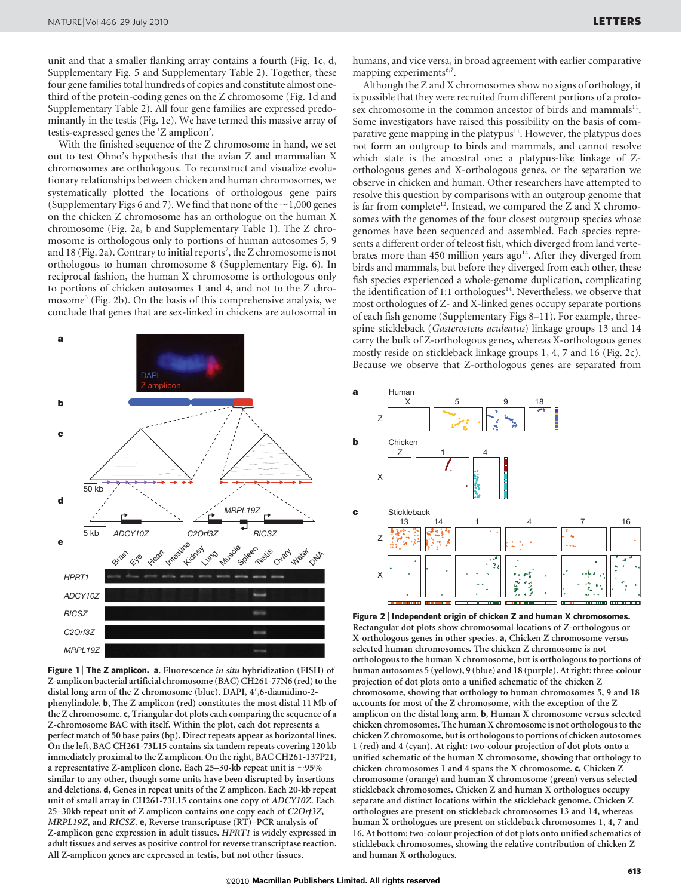unit and that a smaller flanking array contains a fourth (Fig. 1c, d, Supplementary Fig. 5 and Supplementary Table 2). Together, these four gene families total hundreds of copies and constitute almost one-third of the protein-coding genes on the Z chromosome (Fig. 1d and Supplementary Table 2). All four gene families are expressed predominantly in the testis (Fig. 1e). We have termed this massive array of testis-expressed genes the 'Z amplicon'.

With the finished sequence of the Z chromosome in hand, we set out to test Ohno's hypothesis that the avian Z and mammalian X chromosomes are orthologous. To reconstruct and visualize evolutionary relationships between chicken and human chromosomes, we systematically plotted the locations of orthologous gene pairs (Supplementary Figs 6 and 7). We find that none of the ~1,000 genes on the chicken Z chromosome has an orthologue on the human X chromosome (Fig. 2a, b and Supplementary Table 1). The Z chromosome is orthologous only to portions of human autosomes 5, 9 and 18 (Fig. 2a). Contrary to initial reports[7], the Z chromosome is not orthologous to human chromosome 8 (Supplementary Fig. 6). In reciprocal fashion, the human X chromosome is orthologous only to portions of chicken autosomes 1 and 4, and not to the Z chromosome[5] (Fig. 2b). On the basis of this comprehensive analysis, we conclude that genes that are sex-linked in chickens are autosomal in humans, and vice versa, in broad agreement with earlier comparative mapping experiments[6,7].

Although the Z and X chromosomes show no signs of orthology, it is possible that they were recruited from different portions of a proto-sex chromosome in the common ancestor of birds and mammals[11]. Some investigators have raised this possibility on the basis of comparative gene mapping in the platypus[11]. However, the platypus does not form an outgroup to birds and mammals, and cannot resolve which state is the ancestral one: a platypus-like linkage of Z-orthologous genes and X-orthologous genes, or the separation we observe in chicken and human. Other researchers have attempted to resolve this question by comparisons with an outgroup genome that is far from complete[12]. Instead, we compared the Z and X chromosomes with the genomes of the four closest outgroup species whose genomes have been sequenced and assembled. Each species represents a different order of teleost fish, which diverged from land vertebrates more than 450 million years ago[14]. After they diverged from birds and mammals, but before they diverged from each other, these fish species experienced a whole-genome duplication, complicating the identification of 1:1 orthologues[14]. Nevertheless, we observe that most orthologues of Z- and X-linked genes occupy separate portions of each fish genome (Supplementary Figs 8–11). For example, three-spine stickleback (*Gasterosteus aculeatus*) linkage groups 13 and 14 carry the bulk of Z-orthologous genes, whereas X-orthologous genes mostly reside on stickleback linkage groups 1, 4, 7 and 16 (Fig. 2c). Because we observe that Z-orthologous genes are separated from

**Figure 1 | The Z amplicon.** **a**, Fluorescence *in situ* hybridization (FISH) of Z-amplicon bacterial artificial chromosome (BAC) CH261-77N6 (red) to the distal long arm of the Z chromosome (blue). DAPI, 4′,6-diamidino-2-phenylindole. **b**, The Z amplicon (red) constitutes the most distal 11 Mb of the Z chromosome. **c**, Triangular dot plots each comparing the sequence of a Z-chromosome BAC with itself. Within the plot, each dot represents a perfect match of 50 base pairs (bp). Direct repeats appear as horizontal lines. On the left, BAC CH261-73L15 contains six tandem repeats covering 120 kb immediately proximal to the Z amplicon. On the right, BAC CH261-137P21, a representative Z-amplicon clone. Each 25–30-kb repeat unit is ~95% similar to any other, though some units have been disrupted by insertions and deletions. **d**, Genes in repeat units of the Z amplicon. Each 20-kb repeat unit of small array in CH261-73L15 contains one copy of *ADCY10Z*. Each 25–30kb repeat unit of Z amplicon contains one copy each of *C2Orf3Z*, *MRPL19Z*, and *RICSZ*. **e**, Reverse transcriptase (RT)–PCR analysis of Z-amplicon gene expression in adult tissues. *HPRT1* is widely expressed in adult tissues and serves as positive control for reverse transcriptase reaction. All Z-amplicon genes are expressed in testis, but not other tissues.

**Figure 2 | Independent origin of chicken Z and human X chromosomes.** Rectangular dot plots show chromosomal locations of Z-orthologous or X-orthologous genes in other species. **a**, Chicken Z chromosome versus selected human chromosomes. The chicken Z chromosome is not orthologous to the human X chromosome, but is orthologous to portions of human autosomes 5 (yellow), 9 (blue) and 18 (purple). At right: three-colour projection of dot plots onto a unified schematic of the chicken Z chromosome, showing that orthology to human chromosomes 5, 9 and 18 accounts for most of the Z chromosome, with the exception of the Z amplicon on the distal long arm. **b**, Human X chromosome versus selected chicken chromosomes. The human X chromosome is not orthologous to the chicken Z chromosome, but is orthologous to portions of chicken autosomes 1 (red) and 4 (cyan). At right: two-colour projection of dot plots onto a unified schematic of the human X chromosome, showing that orthology to chicken chromosomes 1 and 4 spans the X chromosome. **c**, Chicken Z chromosome (orange) and human X chromosome (green) versus selected stickleback chromosomes. Chicken Z and human X orthologues occupy separate and distinct locations within the stickleback genome. Chicken Z orthologues are present on stickleback chromosomes 13 and 14, whereas human X orthologues are present on stickleback chromosomes 1, 4, 7 and 16. At bottom: two-colour projection of dot plots onto unified schematics of stickleback chromosomes, showing the relative contribution of chicken Z and human X orthologues.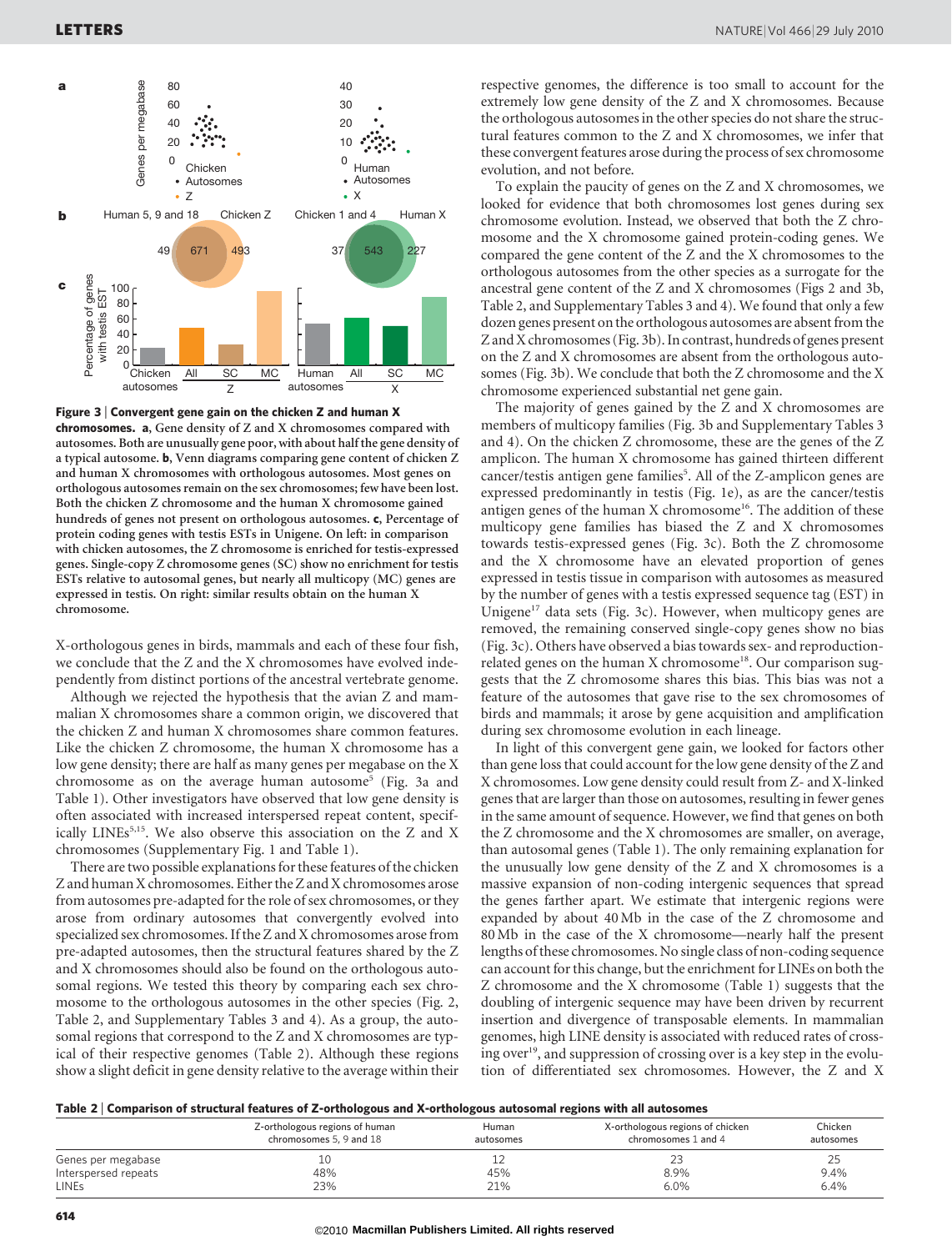**Figure 3 | Convergent gene gain on the chicken Z and human X chromosomes.** **a**, Gene density of Z and X chromosomes compared with autosomes. Both are unusually gene poor, with about half the gene density of a typical autosome. **b**, Venn diagrams comparing gene content of chicken Z and human X chromosomes with orthologous autosomes. Most genes on orthologous autosomes remain on the sex chromosomes; few have been lost. Both the chicken Z chromosome and the human X chromosome gained hundreds of genes not present on orthologous autosomes. **c**, Percentage of protein coding genes with testis ESTs in Unigene. On left: in comparison with chicken autosomes, the Z chromosome is enriched for testis-expressed genes. Single-copy Z chromosome genes (SC) show no enrichment for testis ESTs relative to autosomal genes, but nearly all multicopy (MC) genes are expressed in testis. On right: similar results obtain on the human X chromosome.

X-orthologous genes in birds, mammals and each of these four fish, we conclude that the Z and the X chromosomes have evolved independently from distinct portions of the ancestral vertebrate genome.

Although we rejected the hypothesis that the avian Z and mammalian X chromosomes share a common origin, we discovered that the chicken Z and human X chromosomes share common features. Like the chicken Z chromosome, the human X chromosome has a low gene density; there are half as many genes per megabase on the X chromosome as on the average human autosome[5] (Fig. 3a and Table 1). Other investigators have observed that low gene density is often associated with increased interspersed repeat content, specifically LINEs[5,15]. We also observe this association on the Z and X chromosomes (Supplementary Fig. 1 and Table 1).

There are two possible explanations for these features of the chicken Z and human X chromosomes. Either the Z and X chromosomes arose from autosomes pre-adapted for the role of sex chromosomes, or they arose from ordinary autosomes that convergently evolved into specialized sex chromosomes. If the Z and X chromosomes arose from pre-adapted autosomes, then the structural features shared by the Z and X chromosomes should also be found on the orthologous autosomal regions. We tested this theory by comparing each sex chromosome to the orthologous autosomes in the other species (Fig. 2, Table 2, and Supplementary Tables 3 and 4). As a group, the autosomal regions that correspond to the Z and X chromosomes are typical of their respective genomes (Table 2). Although these regions show a slight deficit in gene density relative to the average within their respective genomes, the difference is too small to account for the extremely low gene density of the Z and X chromosomes. Because the orthologous autosomes in the other species do not share the structural features common to the Z and X chromosomes, we infer that these convergent features arose during the process of sex chromosome evolution, and not before.

To explain the paucity of genes on the Z and X chromosomes, we looked for evidence that both chromosomes lost genes during sex chromosome evolution. Instead, we observed that both the Z chromosome and the X chromosome gained protein-coding genes. We compared the gene content of the Z and the X chromosomes to the orthologous autosomes from the other species as a surrogate for the ancestral gene content of the Z and X chromosomes (Figs 2 and 3b, Table 2, and Supplementary Tables 3 and 4). We found that only a few dozen genes present on the orthologous autosomes are absent from the Z and X chromosomes (Fig. 3b). In contrast, hundreds of genes present on the Z and X chromosomes are absent from the orthologous autosomes (Fig. 3b). We conclude that both the Z chromosome and the X chromosome experienced substantial net gene gain.

The majority of genes gained by the Z and X chromosomes are members of multicopy families (Fig. 3b and Supplementary Tables 3 and 4). On the chicken Z chromosome, these are the genes of the Z amplicon. The human X chromosome has gained thirteen different cancer/testis antigen gene families[5]. All of the Z-amplicon genes are expressed predominantly in testis (Fig. 1e), as are the cancer/testis antigen genes of the human X chromosome[16]. The addition of these multicopy gene families has biased the Z and X chromosomes towards testis-expressed genes (Fig. 3c). Both the Z chromosome and the X chromosome have an elevated proportion of genes expressed in testis tissue in comparison with autosomes as measured by the number of genes with a testis expressed sequence tag (EST) in Unigene[17] data sets (Fig. 3c). However, when multicopy genes are removed, the remaining conserved single-copy genes show no bias (Fig. 3c). Others have observed a bias towards sex- and reproduction-related genes on the human X chromosome[18]. Our comparison suggests that the Z chromosome shares this bias. This bias was not a feature of the autosomes that gave rise to the sex chromosomes of birds and mammals; it arose by gene acquisition and amplification during sex chromosome evolution in each lineage.

In light of this convergent gene gain, we looked for factors other than gene loss that could account for the low gene density of the Z and X chromosomes. Low gene density could result from Z- and X-linked genes that are larger than those on autosomes, resulting in fewer genes in the same amount of sequence. However, we find that genes on both the Z chromosome and the X chromosomes are smaller, on average, than autosomal genes (Table 1). The only remaining explanation for the unusually low gene density of the Z and X chromosomes is a massive expansion of non-coding intergenic sequences that spread the genes farther apart. We estimate that intergenic regions were expanded by about 40 Mb in the case of the Z chromosome and 80 Mb in the case of the X chromosome—nearly half the present lengths of these chromosomes. No single class of non-coding sequence can account for this change, but the enrichment for LINEs on both the Z chromosome and the X chromosome (Table 1) suggests that the doubling of intergenic sequence may have been driven by recurrent insertion and divergence of transposable elements. In mammalian genomes, high LINE density is associated with reduced rates of crossing over[19], and suppression of crossing over is a key step in the evolution of differentiated sex chromosomes. However, the Z and X

**Table 2 | Comparison of structural features of Z-orthologous and X-orthologous autosomal regions with all autosomes**

| | Z-orthologous regions of human chromosomes 5, 9 and 18 | Human autosomes | X-orthologous regions of chicken chromosomes 1 and 4 | Chicken autosomes |
|---|---|---|---|---|
| Genes per megabase | 10 | 12 | 23 | 25 |
| Interspersed repeats | 48% | 45% | 8.9% | 9.4% |
| LINEs | 23% | 21% | 6.0% | 6.4% |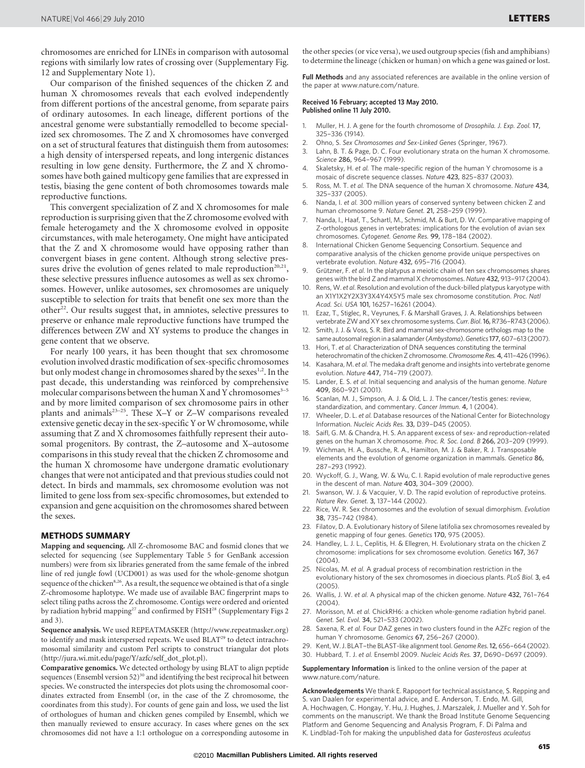chromosomes are enriched for LINEs in comparison with autosomal regions with similarly low rates of crossing over (Supplementary Fig. 12 and Supplementary Note 1).

Our comparison of the finished sequences of the chicken Z and human X chromosomes reveals that each evolved independently from different portions of the ancestral genome, from separate pairs of ordinary autosomes. In each lineage, different portions of the ancestral genome were substantially remodelled to become specialized sex chromosomes. The Z and X chromosomes have converged on a set of structural features that distinguish them from autosomes: a high density of interspersed repeats, and long intergenic distances resulting in low gene density. Furthermore, the Z and X chromosomes have both gained multicopy gene families that are expressed in testis, biasing the gene content of both chromosomes towards male reproductive functions.

This convergent specialization of Z and X chromosomes for male reproduction is surprising given that the Z chromosome evolved with female heterogamety and the X chromosome evolved in opposite circumstances, with male heterogamety. One might have anticipated that the Z and X chromosome would have opposing rather than convergent biases in gene content. Although strong selective pressures drive the evolution of genes related to male reproduction[20,21], these selective pressures influence autosomes as well as sex chromosomes. However, unlike autosomes, sex chromosomes are uniquely susceptible to selection for traits that benefit one sex more than the other[22]. Our results suggest that, in amniotes, selective pressures to preserve or enhance male reproductive functions have trumped the differences between ZW and XY systems to produce the changes in gene content that we observe.

For nearly 100 years, it has been thought that sex chromosome evolution involved drastic modification of sex-specific chromosomes but only modest change in chromosomes shared by the sexes[1,2]. In the past decade, this understanding was reinforced by comprehensive molecular comparisons between the human X and Y chromosomes[3–5] and by more limited comparison of sex chromosome pairs in other plants and animals[23–25]. These X–Y or Z–W comparisons revealed extensive genetic decay in the sex-specific Y or W chromosome, while assuming that Z and X chromosomes faithfully represent their autosomal progenitors. By contrast, the Z–autosome and X–autosome comparisons in this study reveal that the chicken Z chromosome and the human X chromosome have undergone dramatic evolutionary changes that were not anticipated and that previous studies could not detect. In birds and mammals, sex chromosome evolution was not limited to gene loss from sex-specific chromosomes, but extended to expansion and gene acquisition on the chromosomes shared between the sexes.

## METHODS SUMMARY

**Mapping and sequencing.** All Z-chromosome BAC and fosmid clones that we selected for sequencing (see Supplementary Table 5 for GenBank accession numbers) were from six libraries generated from the same female of the inbred line of red jungle fowl (UCD001) as was used for the whole-genome shotgun sequence of the chicken[8,26]. As a result, the sequence we obtained is that of a single Z-chromosome haplotype. We made use of available BAC fingerprint maps to select tiling paths across the Z chromosome. Contigs were ordered and oriented by radiation hybrid mapping[27] and confirmed by FISH[28] (Supplementary Figs 2 and 3).

**Sequence analysis.** We used REPEATMASKER (http://www.repeatmasker.org) to identify and mask interspersed repeats. We used BLAT[29] to detect intrachromosomal similarity and custom Perl scripts to construct triangular dot plots (http://jura.wi.mit.edu/page/Y/azfc/self_dot_plot.pl).

**Comparative genomics.** We detected orthology by using BLAT to align peptide sequences (Ensembl version 52)[30] and identifying the best reciprocal hit between species. We constructed the interspecies dot plots using the chromosomal coordinates extracted from Ensembl (or, in the case of the Z chromosome, the coordinates from this study). For counts of gene gain and loss, we used the list of orthologues of human and chicken genes compiled by Ensembl, which we then manually reviewed to ensure accuracy. In cases where genes on the sex chromosomes did not have a 1:1 orthologue on a corresponding autosome in the other species (or vice versa), we used outgroup species (fish and amphibians) to determine the lineage (chicken or human) on which a gene was gained or lost.

**Full Methods** and any associated references are available in the online version of the paper at www.nature.com/nature.

**Received 16 February; accepted 13 May 2010.**
**Published online 11 July 2010.**

1. Muller, H. J. A gene for the fourth chromosome of *Drosophila. J. Exp. Zool.* 17, 325–336 (1914).
2. Ohno, S. *Sex Chromosomes and Sex-Linked Genes* (Springer, 1967).
3. Lahn, B. T. & Page, D. C. Four evolutionary strata on the human X chromosome. *Science* 286, 964–967 (1999).
4. Skaletsky, H. *et al.* The male-specific region of the human Y chromosome is a mosaic of discrete sequence classes. *Nature* 423, 825–837 (2003).
5. Ross, M. T. *et al.* The DNA sequence of the human X chromosome. *Nature* 434, 325–337 (2005).
6. Nanda, I. *et al.* 300 million years of conserved synteny between chicken Z and human chromosome 9. *Nature Genet.* 21, 258–259 (1999).
7. Nanda, I., Haaf, T., Schartl, M., Schmid, M. & Burt, D. W. Comparative mapping of Z-orthologous genes in vertebrates: implications for the evolution of avian sex chromosomes. *Cytogenet. Genome Res.* 99, 178–184 (2002).
8. International Chicken Genome Sequencing Consortium. Sequence and comparative analysis of the chicken genome provide unique perspectives on vertebrate evolution. *Nature* 432, 695–716 (2004).
9. Grützner, F. *et al.* In the platypus a meiotic chain of ten sex chromosomes shares genes with the bird Z and mammal X chromosomes. *Nature* 432, 913–917 (2004).
10. Rens, W. *et al.* Resolution and evolution of the duck-billed platypus karyotype with an X1Y1X2Y2X3Y3X4Y4X5Y5 male sex chromosome constitution. *Proc. Natl Acad. Sci. USA* 101, 16257–16261 (2004).
11. Ezaz, T., Stiglec, R., Veyrunes, F. & Marshall Graves, J. A. Relationships between vertebrate ZW and XY sex chromosome systems. *Curr. Biol.* 16, R736–R743 (2006).
12. Smith, J. J. & Voss, S. R. Bird and mammal sex-chromosome orthologs map to the same autosomal region in a salamander (*Ambystoma*). *Genetics* 177, 607–613 (2007).
13. Hori, T. *et al.* Characterization of DNA sequences constituting the terminal heterochromatin of the chicken Z chromosome. *Chromosome Res.* 4, 411–426 (1996).
14. Kasahara, M. *et al.* The medaka draft genome and insights into vertebrate genome evolution. *Nature* 447, 714–719 (2007).
15. Lander, E. S. *et al.* Initial sequencing and analysis of the human genome. *Nature* 409, 860–921 (2001).
16. Scanlan, M. J., Simpson, A. J. & Old, L. J. The cancer/testis genes: review, standardization, and commentary. *Cancer Immun.* 4, 1 (2004).
17. Wheeler, D. L. *et al.* Database resources of the National Center for Biotechnology Information. *Nucleic Acids Res.* 33, D39–D45 (2005).
18. Saifl, G. M. & Chandra, H. S. An apparent excess of sex- and reproduction-related genes on the human X chromosome. *Proc. R. Soc. Lond. B* 266, 203–209 (1999).
19. Wichman, H. A., Bussche, R. A., Hamilton, M. J. & Baker, R. J. Transposable elements and the evolution of genome organization in mammals. *Genetica* 86, 287–293 (1992).
20. Wyckoff, G. J., Wang, W. & Wu, C. I. Rapid evolution of male reproductive genes in the descent of man. *Nature* 403, 304–309 (2000).
21. Swanson, W. J. & Vacquier, V. D. The rapid evolution of reproductive proteins. *Nature Rev. Genet.* 3, 137–144 (2002).
22. Rice, W. R. Sex chromosomes and the evolution of sexual dimorphism. *Evolution* 38, 735–742 (1984).
23. Filatov, D. A. Evolutionary history of Silene latifolia sex chromosomes revealed by genetic mapping of four genes. *Genetics* 170, 975 (2005).
24. Handley, L. J. L., Ceplitis, H. & Ellegren, H. Evolutionary strata on the chicken Z chromosome: implications for sex chromosome evolution. *Genetics* 167, 367 (2004).
25. Nicolas, M. *et al.* A gradual process of recombination restriction in the evolutionary history of the sex chromosomes in dioecious plants. *PLoS Biol.* 3, e4 (2005).
26. Wallis, J. W. *et al.* A physical map of the chicken genome. *Nature* 432, 761–764 (2004).
27. Morisson, M. *et al.* ChickRH6: a chicken whole-genome radiation hybrid panel. *Genet. Sel. Evol.* 34, 521–533 (2002).
28. Saxena, R. *et al.* Four DAZ genes in two clusters found in the AZFc region of the human Y chromosome. *Genomics* 67, 256–267 (2000).
29. Kent, W. J. BLAT–the BLAST-like alignment tool. *Genome Res.* 12, 656–664 (2002).
30. Hubbard, T. J. *et al.* Ensembl 2009. *Nucleic Acids Res.* 37, D690–D697 (2009).

**Supplementary Information** is linked to the online version of the paper at www.nature.com/nature.

**Acknowledgements** We thank E. Rapoport for technical assistance, S. Repping and S. van Daalen for experimental advice, and E. Anderson, T. Endo, M. Gill, A. Hochwagen, C. Hongay, Y. Hu, J. Hughes, J. Marszalek, J. Mueller and Y. Soh for comments on the manuscript. We thank the Broad Institute Genome Sequencing Platform and Genome Sequencing and Analysis Program, F. Di Palma and K. Lindblad-Toh for making the unpublished data for *Gasterosteus aculeatus*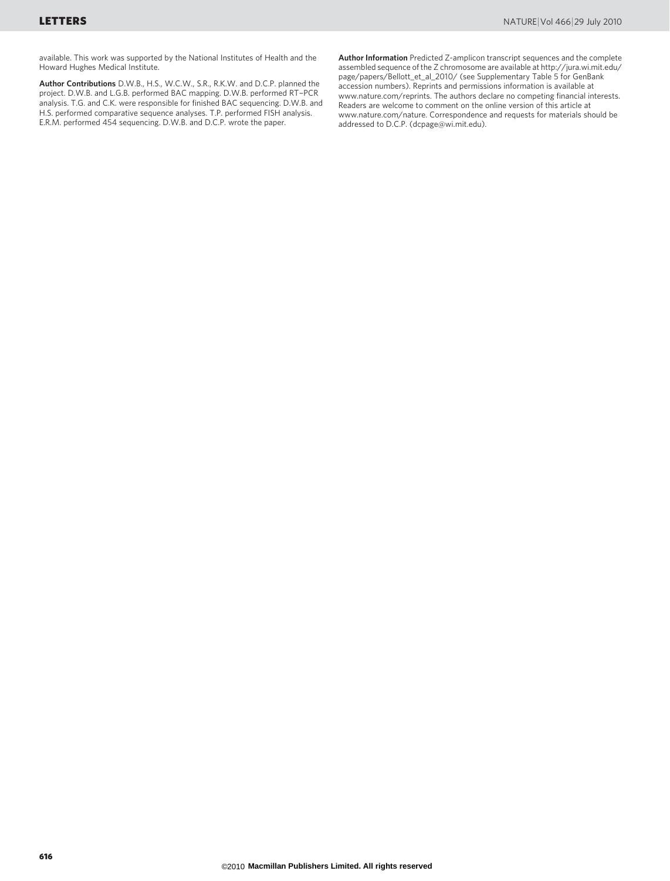available. This work was supported by the National Institutes of Health and the Howard Hughes Medical Institute.

**Author Contributions** D.W.B., H.S., W.C.W., S.R., R.K.W. and D.C.P. planned the project. D.W.B. and L.G.B. performed BAC mapping. D.W.B. performed RT–PCR analysis. T.G. and C.K. were responsible for finished BAC sequencing. D.W.B. and H.S. performed comparative sequence analyses. T.P. performed FISH analysis. E.R.M. performed 454 sequencing. D.W.B. and D.C.P. wrote the paper.

**Author Information** Predicted Z-amplicon transcript sequences and the complete assembled sequence of the Z chromosome are available at http://jura.wi.mit.edu/page/papers/Bellott_et_al_2010/ (see Supplementary Table 5 for GenBank accession numbers). Reprints and permissions information is available at www.nature.com/reprints. The authors declare no competing financial interests. Readers are welcome to comment on the online version of this article at www.nature.com/nature. Correspondence and requests for materials should be addressed to D.C.P. (dcpage@wi.mit.edu).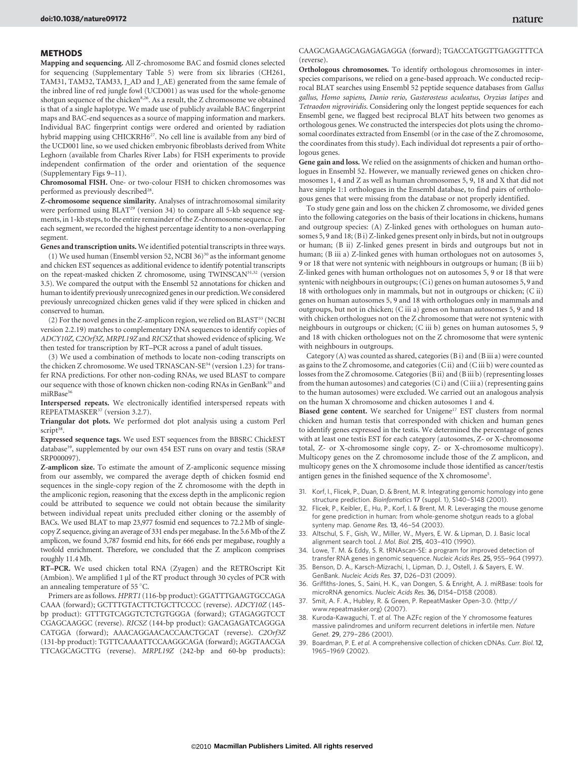## METHODS

**Mapping and sequencing.** All Z-chromosome BAC and fosmid clones selected for sequencing (Supplementary Table 5) were from six libraries (CH261, TAM31, TAM32, TAM33, J_AD and J_AE) generated from the same female of the inbred line of red jungle fowl (UCD001) as was used for the whole-genome shotgun sequence of the chicken[8,26]. As a result, the Z chromosome we obtained is that of a single haplotype. We made use of publicly available BAC fingerprint maps and BAC-end sequences as a source of mapping information and markers. Individual BAC fingerprint contigs were ordered and oriented by radiation hybrid mapping using CHICKRH6[27]. No cell line is available from any bird of the UCD001 line, so we used chicken embryonic fibroblasts derived from White Leghorn (available from Charles River Labs) for FISH experiments to provide independent confirmation of the order and orientation of the sequence (Supplementary Figs 9–11).

**Chromosomal FISH.** One- or two-colour FISH to chicken chromosomes was performed as previously described[28].

**Z-chromosome sequence similarity.** Analyses of intrachromosomal similarity were performed using BLAT[29] (version 34) to compare all 5-kb sequence segments, in 1-kb steps, to the entire remainder of the Z-chromosome sequence. For each segment, we recorded the highest percentage identity to a non-overlapping segment.

**Genes and transcription units.** We identified potential transcripts in three ways.

(1) We used human (Ensembl version 52, NCBI 36)[30] as the informant genome and chicken EST sequences as additional evidence to identify potential transcripts on the repeat-masked chicken Z chromosome, using TWINSCAN[31,32] (version 3.5). We compared the output with the Ensembl 52 annotations for chicken and human to identify previously unrecognized genes in our prediction. We considered previously unrecognized chicken genes valid if they were spliced in chicken and conserved to human.

(2) For the novel genes in the Z-amplicon region, we relied on BLAST[33] (NCBI version 2.2.19) matches to complementary DNA sequences to identify copies of *ADCY10Z*, *C2Orf3Z*, *MRPL19Z* and *RICSZ* that showed evidence of splicing. We then tested for transcription by RT–PCR across a panel of adult tissues.

(3) We used a combination of methods to locate non-coding transcripts on the chicken Z chromosome. We used TRNASCAN-SE[34] (version 1.23) for transfer RNA predictions. For other non-coding RNAs, we used BLAST to compare our sequence with those of known chicken non-coding RNAs in GenBank[35] and miRBase[36].

**Interspersed repeats.** We electronically identified interspersed repeats with REPEATMASKER[37] (version 3.2.7).

**Triangular dot plots.** We performed dot plot analysis using a custom Perl script[38].

**Expressed sequence tags.** We used EST sequences from the BBSRC ChickEST database[39], supplemented by our own 454 EST runs on ovary and testis (SRA# SRP000097).

**Z-amplicon size.** To estimate the amount of Z-ampliconic sequence missing from our assembly, we compared the average depth of chicken fosmid end sequences in the single-copy region of the Z chromosome with the depth in the ampliconic region, reasoning that the excess depth in the ampliconic region could be attributed to sequence we could not obtain because the similarity between individual repeat units precluded either cloning or the assembly of BACs. We used BLAT to map 23,977 fosmid end sequences to 72.2 Mb of single-copy Z sequence, giving an average of 331 ends per megabase. In the 5.6 Mb of the Z amplicon, we found 3,787 fosmid end hits, for 666 ends per megabase, roughly a twofold enrichment. Therefore, we concluded that the Z amplicon comprises roughly 11.4 Mb.

**RT–PCR.** We used chicken total RNA (Zyagen) and the RETROscript Kit (Ambion). We amplified 1 μl of the RT product through 30 cycles of PCR with an annealing temperature of 55 °C.

Primers are as follows. *HPRT1* (116-bp product): GGATTTGAAGTGCCAGACAAA (forward); GCTTTGTACTTCTGCTTCCCC (reverse). *ADCY10Z* (145-bp product): GTTTGTCAGGTCTCTGTGGGA (forward); GTAGAGGTCCTCGAGCAAGGC (reverse). *RICSZ* (144-bp product): GACAGAGATCAGGGACATGGA (forward); AAACAGGAACACCAACTGCAT (reverse). *C2Orf3Z* (131-bp product): TGTTCAAAATTCCAAGGCAGA (forward); AGGTAACGATTCAGCAGCTTG (reverse). *MRPL19Z* (242-bp and 60-bp products): CAAGCAGAAGCAGAGAGAGGA (forward); TGACCATGGTTGAGGTTTCA (reverse).

**Orthologous chromosomes.** To identify orthologous chromosomes in interspecies comparisons, we relied on a gene-based approach. We conducted reciprocal BLAT searches using Ensembl 52 peptide sequence databases from *Gallus gallus*, *Homo sapiens*, *Danio rerio*, *Gasterosteus aculeatus*, *Oryzias latipes* and *Tetraodon nigroviridis*. Considering only the longest peptide sequences for each Ensembl gene, we flagged best reciprocal BLAT hits between two genomes as orthologous genes. We constructed the interspecies dot plots using the chromosomal coordinates extracted from Ensembl (or in the case of the Z chromosome, the coordinates from this study). Each individual dot represents a pair of orthologous genes.

**Gene gain and loss.** We relied on the assignments of chicken and human orthologues in Ensembl 52. However, we manually reviewed genes on chicken chromosomes 1, 4 and Z as well as human chromosomes 5, 9, 18 and X that did not have simple 1:1 orthologues in the Ensembl database, to find pairs of orthologous genes that were missing from the database or not properly identified.

To study gene gain and loss on the chicken Z chromosome, we divided genes into the following categories on the basis of their locations in chickens, humans and outgroup species: (A) Z-linked genes with orthologues on human autosomes 5, 9 and 18; (B i) Z-linked genes present only in birds, but not in outgroups or human; (B ii) Z-linked genes present in birds and outgroups but not in human; (B iii a) Z-linked genes with human orthologues not on autosomes 5, 9 or 18 that were not syntenic with neighbours in outgroups or human; (B iii b) Z-linked genes with human orthologues not on autosomes 5, 9 or 18 that were syntenic with neighbours in outgroups; (C i) genes on human autosomes 5, 9 and 18 with orthologues only in mammals, but not in outgroups or chicken; (C ii) genes on human autosomes 5, 9 and 18 with orthologues only in mammals and outgroups, but not in chicken; (C iii a) genes on human autosomes 5, 9 and 18 with chicken orthologues not on the Z chromosome that were not syntenic with neighbours in outgroups or chicken; (C iii b) genes on human autosomes 5, 9 and 18 with chicken orthologues not on the Z chromosome that were syntenic with neighbours in outgroups.

Category (A) was counted as shared, categories (B i) and (B iii a) were counted as gains to the Z chromosome, and categories (C ii) and (C iii b) were counted as losses from the Z chromosome. Categories (B ii) and (B iii b) (representing losses from the human autosomes) and categories (C i) and (C iii a) (representing gains to the human autosomes) were excluded. We carried out an analogous analysis on the human X chromosome and chicken autosomes 1 and 4.

**Biased gene content.** We searched for Unigene[17] EST clusters from normal chicken and human testis that corresponded with chicken and human genes to identify genes expressed in the testis. We determined the percentage of genes with at least one testis EST for each category (autosomes, Z- or X-chromosome total, Z- or X-chromosome single copy, Z- or X-chromosome multicopy). Multicopy genes on the Z chromosome include those of the Z amplicon, and multicopy genes on the X chromosome include those identified as cancer/testis antigen genes in the finished sequence of the X chromosome[5].

31. Korf, I., Flicek, P., Duan, D. & Brent, M. R. Integrating genomic homology into gene structure prediction. *Bioinformatics* **17** (suppl. 1), S140–S148 (2001).
32. Flicek, P., Keibler, E., Hu, P., Korf, I. & Brent, M. R. Leveraging the mouse genome for gene prediction in human: from whole-genome shotgun reads to a global synteny map. *Genome Res.* **13**, 46–54 (2003).
33. Altschul, S. F., Gish, W., Miller, W., Myers, E. W. & Lipman, D. J. Basic local alignment search tool. *J. Mol. Biol.* **215**, 403–410 (1990).
34. Lowe, T. M. & Eddy, S. R. tRNAscan-SE: a program for improved detection of transfer RNA genes in genomic sequence. *Nucleic Acids Res.* **25**, 955–964 (1997).
35. Benson, D. A., Karsch-Mizrachi, I., Lipman, D. J., Ostell, J. & Sayers, E. W. GenBank. *Nucleic Acids Res.* **37**, D26–D31 (2009).
36. Griffiths-Jones, S., Saini, H. K., van Dongen, S. & Enright, A. J. miRBase: tools for microRNA genomics. *Nucleic Acids Res.* **36**, D154–D158 (2008).
37. Smit, A. F. A., Hubley, R. & Green, P. RepeatMasker Open-3.0. ⟨http://www.repeatmasker.org⟩ (2007).
38. Kuroda-Kawaguchi, T. *et al.* The AZFc region of the Y chromosome features massive palindromes and uniform recurrent deletions in infertile men. *Nature Genet.* **29**, 279–286 (2001).
39. Boardman, P. E. *et al.* A comprehensive collection of chicken cDNAs. *Curr. Biol.* **12**, 1965–1969 (2002).